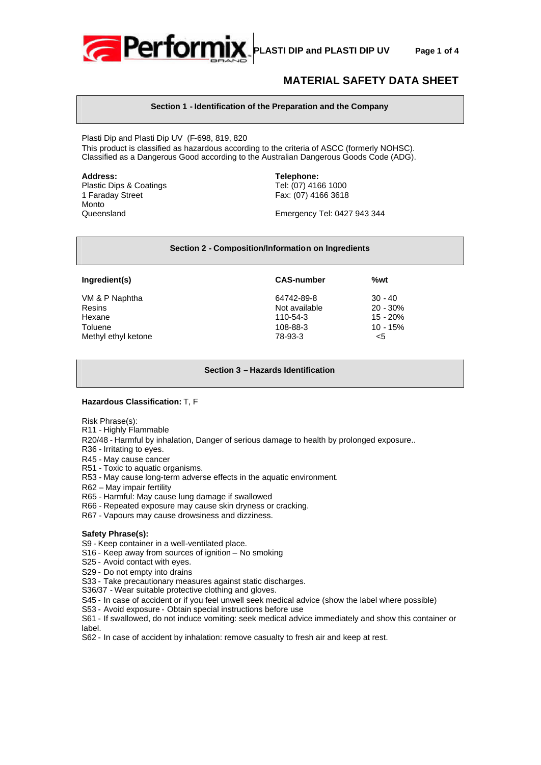# MATERIAL SAFETY DATA SHEET

## Section 1 - Identification of the Preparation and the Company

Plasti Dip and Plasti Dip UV (F-698, 819, 820)
This product is classified as hazardous according to the criteria of ASCC (formerly NOHSC).
Classified as a Dangerous Good according to the Australian Dangerous Goods Code (ADG).

**Address:**
Plastic Dips & Coatings
1 Faraday Street
Monto
Queensland

**Telephone:**
Tel: (07) 4166 1000
Fax: (07) 4166 3618

Emergency Tel: 0427 943 344

## Section 2 - Composition/Information on Ingredients

| Ingredient(s) | CAS-number | %wt |
|---|---|---|
| VM & P Naphtha | 64742-89-8 | 30 - 40 |
| Resins | Not available | 20 - 30% |
| Hexane | 110-54-3 | 15 - 20% |
| Toluene | 108-88-3 | 10 - 15% |
| Methyl ethyl ketone | 78-93-3 | <5 |

## Section 3 – Hazards Identification

**Hazardous Classification:** T, F

Risk Phrase(s):
R11 - Highly Flammable
R20/48 - Harmful by inhalation, Danger of serious damage to health by prolonged exposure..
R36 - Irritating to eyes.
R45 - May cause cancer
R51 - Toxic to aquatic organisms.
R53 - May cause long-term adverse effects in the aquatic environment.
R62 – May impair fertility
R65 - Harmful: May cause lung damage if swallowed
R66 - Repeated exposure may cause skin dryness or cracking.
R67 - Vapours may cause drowsiness and dizziness.

**Safety Phrase(s):**
S9 - Keep container in a well-ventilated place.
S16 - Keep away from sources of ignition – No smoking
S25 - Avoid contact with eyes.
S29 - Do not empty into drains
S33 - Take precautionary measures against static discharges.
S36/37 - Wear suitable protective clothing and gloves.
S45 - In case of accident or if you feel unwell seek medical advice (show the label where possible)
S53 - Avoid exposure - Obtain special instructions before use
S61 - If swallowed, do not induce vomiting: seek medical advice immediately and show this container or label.
S62 - In case of accident by inhalation: remove casualty to fresh air and keep at rest.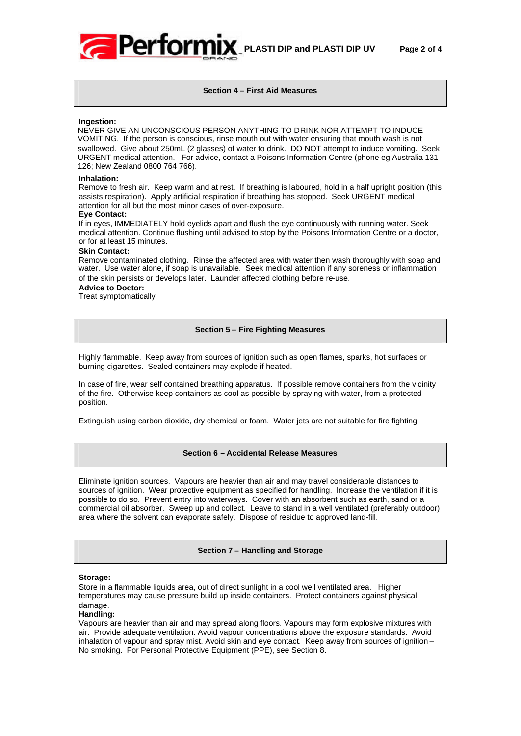## Section 4 – First Aid Measures

**Ingestion:**
NEVER GIVE AN UNCONSCIOUS PERSON ANYTHING TO DRINK NOR ATTEMPT TO INDUCE VOMITING. If the person is conscious, rinse mouth out with water ensuring that mouth wash is not swallowed. Give about 250mL (2 glasses) of water to drink. DO NOT attempt to induce vomiting. Seek URGENT medical attention. For advice, contact a Poisons Information Centre (phone eg Australia 131 126; New Zealand 0800 764 766).

**Inhalation:**
Remove to fresh air. Keep warm and at rest. If breathing is laboured, hold in a half upright position (this assists respiration). Apply artificial respiration if breathing has stopped. Seek URGENT medical attention for all but the most minor cases of over-exposure.

**Eye Contact:**
If in eyes, IMMEDIATELY hold eyelids apart and flush the eye continuously with running water. Seek medical attention. Continue flushing until advised to stop by the Poisons Information Centre or a doctor, or for at least 15 minutes.

**Skin Contact:**
Remove contaminated clothing. Rinse the affected area with water then wash thoroughly with soap and water. Use water alone, if soap is unavailable. Seek medical attention if any soreness or inflammation of the skin persists or develops later. Launder affected clothing before re-use.

**Advice to Doctor:**
Treat symptomatically

## Section 5 – Fire Fighting Measures

Highly flammable. Keep away from sources of ignition such as open flames, sparks, hot surfaces or burning cigarettes. Sealed containers may explode if heated.

In case of fire, wear self contained breathing apparatus. If possible remove containers from the vicinity of the fire. Otherwise keep containers as cool as possible by spraying with water, from a protected position.

Extinguish using carbon dioxide, dry chemical or foam. Water jets are not suitable for fire fighting

## Section 6 – Accidental Release Measures

Eliminate ignition sources. Vapours are heavier than air and may travel considerable distances to sources of ignition. Wear protective equipment as specified for handling. Increase the ventilation if it is possible to do so. Prevent entry into waterways. Cover with an absorbent such as earth, sand or a commercial oil absorber. Sweep up and collect. Leave to stand in a well ventilated (preferably outdoor) area where the solvent can evaporate safely. Dispose of residue to approved land-fill.

## Section 7 – Handling and Storage

**Storage:**
Store in a flammable liquids area, out of direct sunlight in a cool well ventilated area. Higher temperatures may cause pressure build up inside containers. Protect containers against physical damage.

**Handling:**
Vapours are heavier than air and may spread along floors. Vapours may form explosive mixtures with air. Provide adequate ventilation. Avoid vapour concentrations above the exposure standards. Avoid inhalation of vapour and spray mist. Avoid skin and eye contact. Keep away from sources of ignition – No smoking. For Personal Protective Equipment (PPE), see Section 8.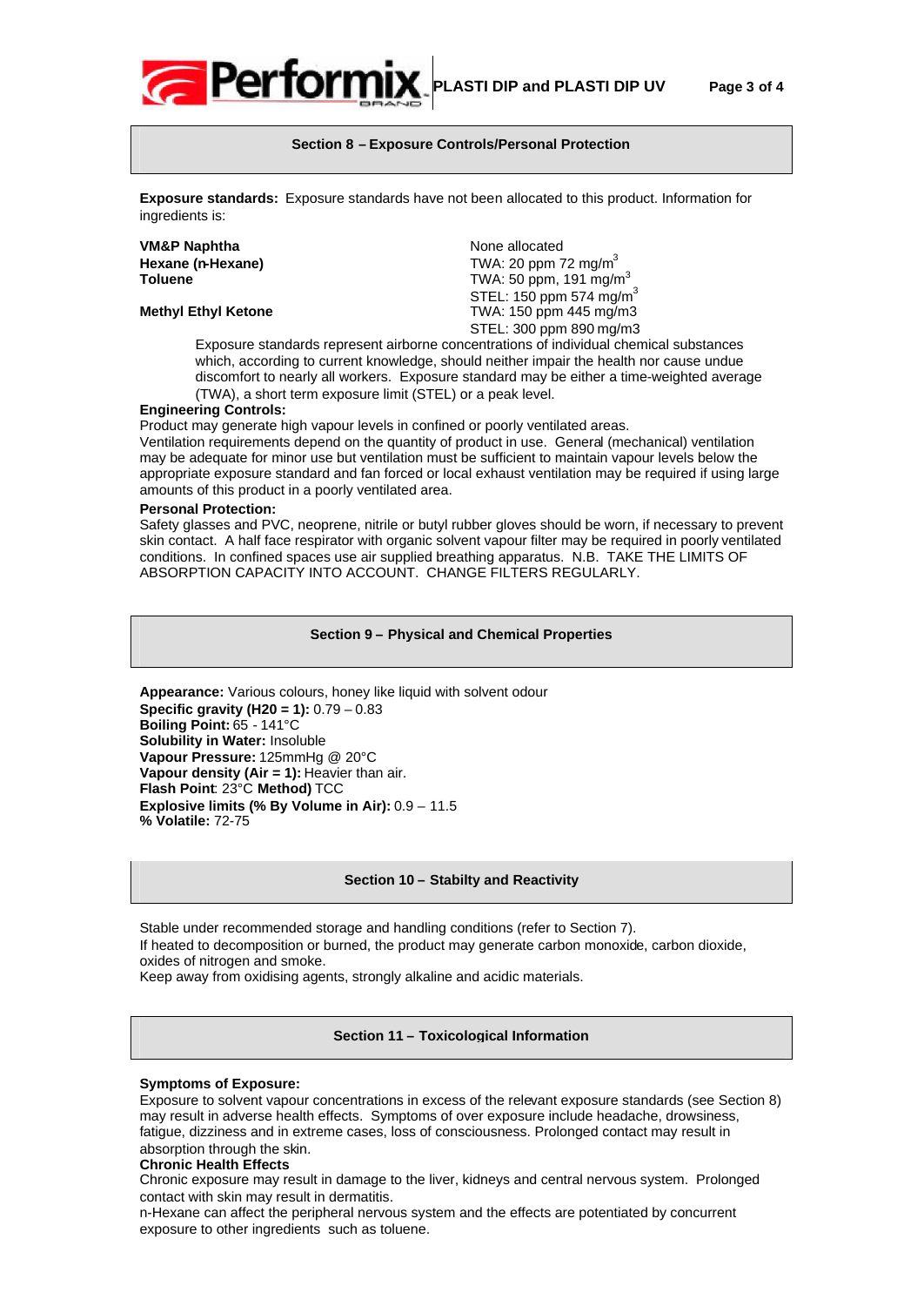## Section 8 – Exposure Controls/Personal Protection

**Exposure standards:** Exposure standards have not been allocated to this product. Information for ingredients is:

| | |
|---|---|
| **VM&P Naphtha** | None allocated |
| **Hexane (n-Hexane)** | TWA: 20 ppm 72 mg/m$^3$ |
| **Toluene** | TWA: 50 ppm, 191 mg/m$^3$ |
| | STEL: 150 ppm 574 mg/m$^3$ |
| **Methyl Ethyl Ketone** | TWA: 150 ppm 445 mg/m3 |
| | STEL: 300 ppm 890 mg/m3 |

Exposure standards represent airborne concentrations of individual chemical substances which, according to current knowledge, should neither impair the health nor cause undue discomfort to nearly all workers. Exposure standard may be either a time-weighted average (TWA), a short term exposure limit (STEL) or a peak level.

**Engineering Controls:**

Product may generate high vapour levels in confined or poorly ventilated areas.
Ventilation requirements depend on the quantity of product in use. General (mechanical) ventilation may be adequate for minor use but ventilation must be sufficient to maintain vapour levels below the appropriate exposure standard and fan forced or local exhaust ventilation may be required if using large amounts of this product in a poorly ventilated area.

**Personal Protection:**

Safety glasses and PVC, neoprene, nitrile or butyl rubber gloves should be worn, if necessary to prevent skin contact. A half face respirator with organic solvent vapour filter may be required in poorly ventilated conditions. In confined spaces use air supplied breathing apparatus. N.B. TAKE THE LIMITS OF ABSORPTION CAPACITY INTO ACCOUNT. CHANGE FILTERS REGULARLY.

## Section 9 – Physical and Chemical Properties

**Appearance:** Various colours, honey like liquid with solvent odour
**Specific gravity (H20 = 1):** 0.79 – 0.83
**Boiling Point:** 65 - 141°C
**Solubility in Water:** Insoluble
**Vapour Pressure:** 125mmHg @ 20°C
**Vapour density (Air = 1):** Heavier than air.
**Flash Point**: 23°C **Method)** TCC
**Explosive limits (% By Volume in Air):** 0.9 – 11.5
**% Volatile:** 72-75

## Section 10 – Stabilty and Reactivity

Stable under recommended storage and handling conditions (refer to Section 7).
If heated to decomposition or burned, the product may generate carbon monoxide, carbon dioxide, oxides of nitrogen and smoke.
Keep away from oxidising agents, strongly alkaline and acidic materials.

## Section 11 – Toxicological Information

**Symptoms of Exposure:**

Exposure to solvent vapour concentrations in excess of the relevant exposure standards (see Section 8) may result in adverse health effects. Symptoms of over exposure include headache, drowsiness, fatigue, dizziness and in extreme cases, loss of consciousness. Prolonged contact may result in absorption through the skin.

**Chronic Health Effects**

Chronic exposure may result in damage to the liver, kidneys and central nervous system. Prolonged contact with skin may result in dermatitis.
n-Hexane can affect the peripheral nervous system and the effects are potentiated by concurrent exposure to other ingredients such as toluene.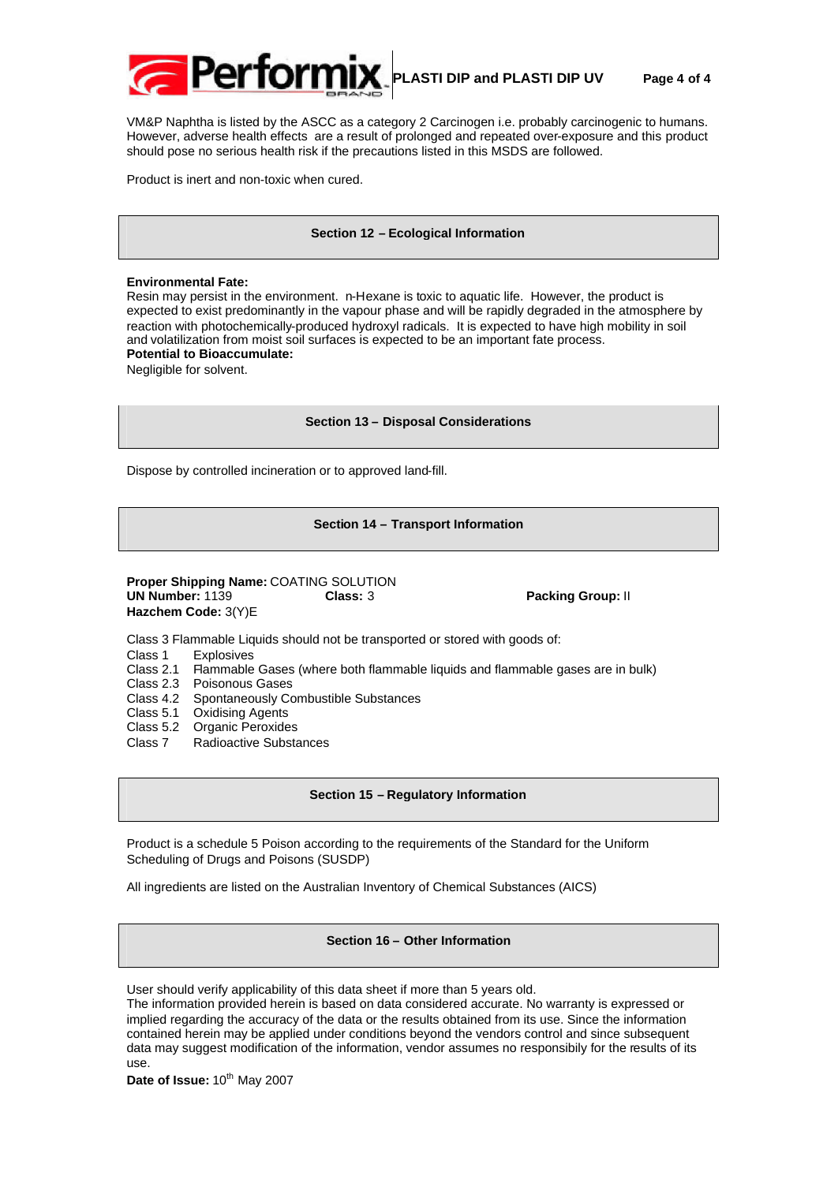VM&P Naphtha is listed by the ASCC as a category 2 Carcinogen i.e. probably carcinogenic to humans. However, adverse health effects are a result of prolonged and repeated over-exposure and this product should pose no serious health risk if the precautions listed in this MSDS are followed.

Product is inert and non-toxic when cured.

## Section 12 – Ecological Information

**Environmental Fate:**
Resin may persist in the environment. n-Hexane is toxic to aquatic life. However, the product is expected to exist predominantly in the vapour phase and will be rapidly degraded in the atmosphere by reaction with photochemically-produced hydroxyl radicals. It is expected to have high mobility in soil and volatilization from moist soil surfaces is expected to be an important fate process.
**Potential to Bioaccumulate:**
Negligible for solvent.

## Section 13 – Disposal Considerations

Dispose by controlled incineration or to approved land-fill.

## Section 14 – Transport Information

**Proper Shipping Name:** COATING SOLUTION
**UN Number:** 1139 **Class:** 3 **Packing Group:** II
**Hazchem Code:** 3(Y)E

Class 3 Flammable Liquids should not be transported or stored with goods of:

| | |
|---|---|
| Class 1 | Explosives |
| Class 2.1 | Flammable Gases (where both flammable liquids and flammable gases are in bulk) |
| Class 2.3 | Poisonous Gases |
| Class 4.2 | Spontaneously Combustible Substances |
| Class 5.1 | Oxidising Agents |
| Class 5.2 | Organic Peroxides |
| Class 7 | Radioactive Substances |

## Section 15 – Regulatory Information

Product is a schedule 5 Poison according to the requirements of the Standard for the Uniform Scheduling of Drugs and Poisons (SUSDP)

All ingredients are listed on the Australian Inventory of Chemical Substances (AICS)

## Section 16 – Other Information

User should verify applicability of this data sheet if more than 5 years old.
The information provided herein is based on data considered accurate. No warranty is expressed or implied regarding the accuracy of the data or the results obtained from its use. Since the information contained herein may be applied under conditions beyond the vendors control and since subsequent data may suggest modification of the information, vendor assumes no responsibily for the results of its use.
**Date of Issue:** 10th May 2007